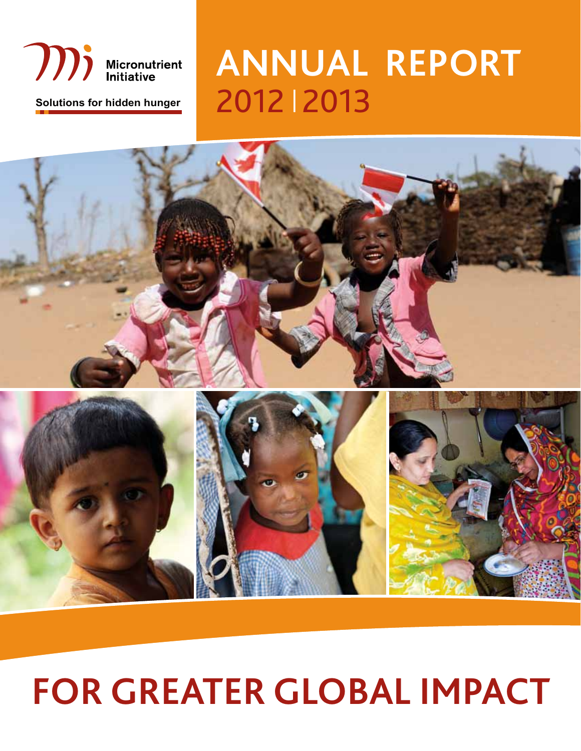Micronutrient Initiative

Solutions for hidden hunger

# ANNUAL REPORT 2012 | 2013

# FOR GREATER GLOBAL IMPACT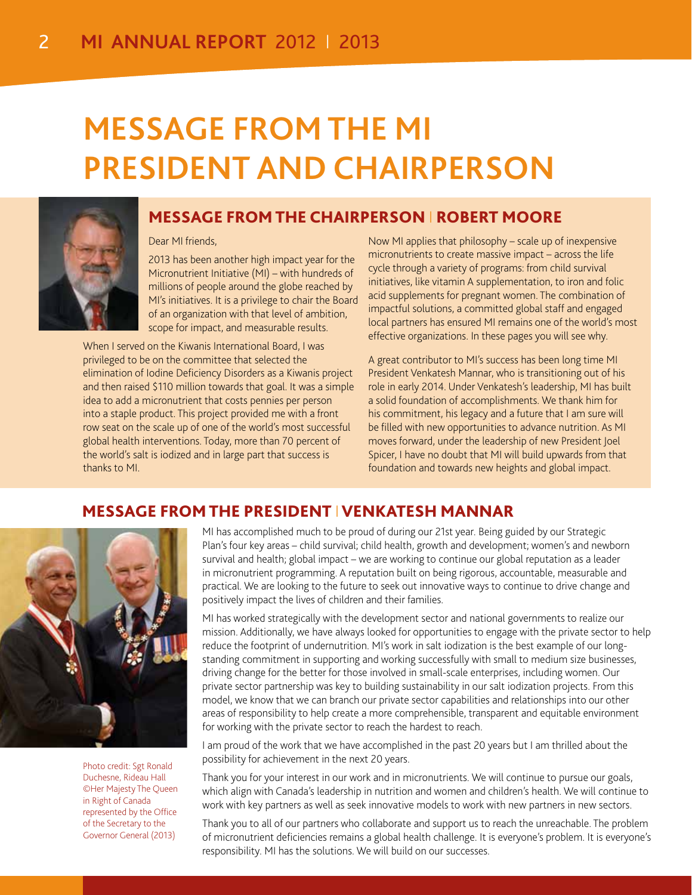# MESSAGE FROM THE MI PRESIDENT AND CHAIRPERSON

## MESSAGE FROM THE CHAIRPERSON | ROBERT MOORE

Dear MI friends,

2013 has been another high impact year for the Micronutrient Initiative (MI) – with hundreds of millions of people around the globe reached by MI's initiatives. It is a privilege to chair the Board of an organization with that level of ambition, scope for impact, and measurable results.

When I served on the Kiwanis International Board, I was privileged to be on the committee that selected the elimination of Iodine Deficiency Disorders as a Kiwanis project and then raised $110 million towards that goal. It was a simple idea to add a micronutrient that costs pennies per person into a staple product. This project provided me with a front row seat on the scale up of one of the world's most successful global health interventions. Today, more than 70 percent of the world's salt is iodized and in large part that success is thanks to MI.

Now MI applies that philosophy – scale up of inexpensive micronutrients to create massive impact – across the life cycle through a variety of programs: from child survival initiatives, like vitamin A supplementation, to iron and folic acid supplements for pregnant women. The combination of impactful solutions, a committed global staff and engaged local partners has ensured MI remains one of the world's most effective organizations. In these pages you will see why.

A great contributor to MI's success has been long time MI President Venkatesh Mannar, who is transitioning out of his role in early 2014. Under Venkatesh's leadership, MI has built a solid foundation of accomplishments. We thank him for his commitment, his legacy and a future that I am sure will be filled with new opportunities to advance nutrition. As MI moves forward, under the leadership of new President Joel Spicer, I have no doubt that MI will build upwards from that foundation and towards new heights and global impact.

## MESSAGE FROM THE PRESIDENT | VENKATESH MANNAR

MI has accomplished much to be proud of during our 21st year. Being guided by our Strategic Plan's four key areas – child survival; child health, growth and development; women's and newborn survival and health; global impact – we are working to continue our global reputation as a leader in micronutrient programming. A reputation built on being rigorous, accountable, measurable and practical. We are looking to the future to seek out innovative ways to continue to drive change and positively impact the lives of children and their families.

MI has worked strategically with the development sector and national governments to realize our mission. Additionally, we have always looked for opportunities to engage with the private sector to help reduce the footprint of undernutrition. MI's work in salt iodization is the best example of our long-standing commitment in supporting and working successfully with small to medium size businesses, driving change for the better for those involved in small-scale enterprises, including women. Our private sector partnership was key to building sustainability in our salt iodization projects. From this model, we know that we can branch our private sector capabilities and relationships into our other areas of responsibility to help create a more comprehensible, transparent and equitable environment for working with the private sector to reach the hardest to reach.

I am proud of the work that we have accomplished in the past 20 years but I am thrilled about the possibility for achievement in the next 20 years.

Thank you for your interest in our work and in micronutrients. We will continue to pursue our goals, which align with Canada's leadership in nutrition and women and children's health. We will continue to work with key partners as well as seek innovative models to work with new partners in new sectors.

Thank you to all of our partners who collaborate and support us to reach the unreachable. The problem of micronutrient deficiencies remains a global health challenge. It is everyone's problem. It is everyone's responsibility. MI has the solutions. We will build on our successes.

Photo credit: Sgt Ronald Duchesne, Rideau Hall ©Her Majesty The Queen in Right of Canada represented by the Office of the Secretary to the Governor General (2013)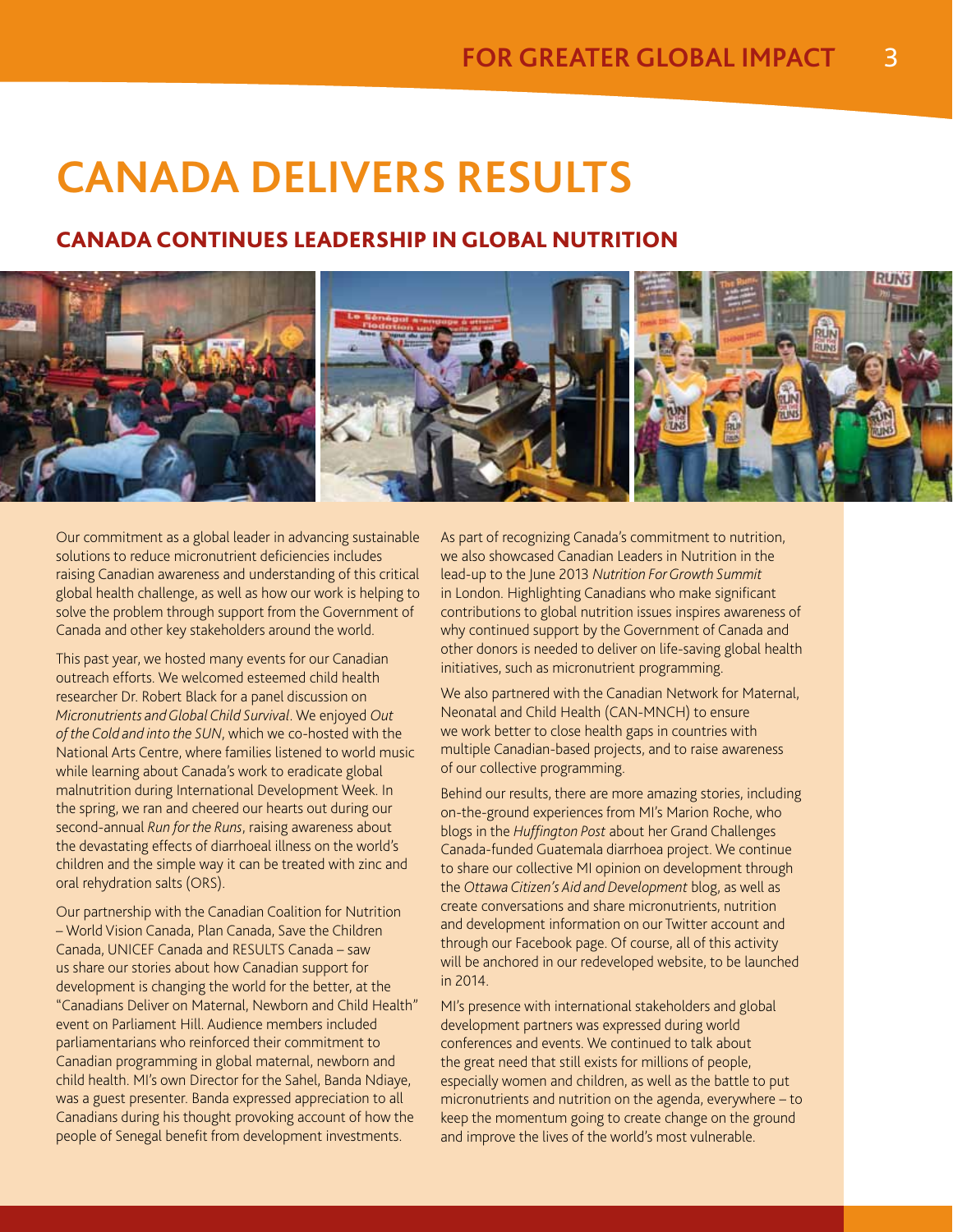# CANADA DELIVERS RESULTS

## CANADA CONTINUES LEADERSHIP IN GLOBAL NUTRITION

Our commitment as a global leader in advancing sustainable solutions to reduce micronutrient deficiencies includes raising Canadian awareness and understanding of this critical global health challenge, as well as how our work is helping to solve the problem through support from the Government of Canada and other key stakeholders around the world.

This past year, we hosted many events for our Canadian outreach efforts. We welcomed esteemed child health researcher Dr. Robert Black for a panel discussion on *Micronutrients and Global Child Survival*. We enjoyed *Out of the Cold and into the SUN*, which we co-hosted with the National Arts Centre, where families listened to world music while learning about Canada's work to eradicate global malnutrition during International Development Week. In the spring, we ran and cheered our hearts out during our second-annual *Run for the Runs*, raising awareness about the devastating effects of diarrhoeal illness on the world's children and the simple way it can be treated with zinc and oral rehydration salts (ORS).

Our partnership with the Canadian Coalition for Nutrition – World Vision Canada, Plan Canada, Save the Children Canada, UNICEF Canada and RESULTS Canada – saw us share our stories about how Canadian support for development is changing the world for the better, at the "Canadians Deliver on Maternal, Newborn and Child Health" event on Parliament Hill. Audience members included parliamentarians who reinforced their commitment to Canadian programming in global maternal, newborn and child health. MI's own Director for the Sahel, Banda Ndiaye, was a guest presenter. Banda expressed appreciation to all Canadians during his thought provoking account of how the people of Senegal benefit from development investments.

As part of recognizing Canada's commitment to nutrition, we also showcased Canadian Leaders in Nutrition in the lead-up to the June 2013 *Nutrition For Growth Summit* in London. Highlighting Canadians who make significant contributions to global nutrition issues inspires awareness of why continued support by the Government of Canada and other donors is needed to deliver on life-saving global health initiatives, such as micronutrient programming.

We also partnered with the Canadian Network for Maternal, Neonatal and Child Health (CAN-MNCH) to ensure we work better to close health gaps in countries with multiple Canadian-based projects, and to raise awareness of our collective programming.

Behind our results, there are more amazing stories, including on-the-ground experiences from MI's Marion Roche, who blogs in the *Huffington Post* about her Grand Challenges Canada-funded Guatemala diarrhoea project. We continue to share our collective MI opinion on development through the *Ottawa Citizen's Aid and Development* blog, as well as create conversations and share micronutrients, nutrition and development information on our Twitter account and through our Facebook page. Of course, all of this activity will be anchored in our redeveloped website, to be launched in 2014.

MI's presence with international stakeholders and global development partners was expressed during world conferences and events. We continued to talk about the great need that still exists for millions of people, especially women and children, as well as the battle to put micronutrients and nutrition on the agenda, everywhere – to keep the momentum going to create change on the ground and improve the lives of the world's most vulnerable.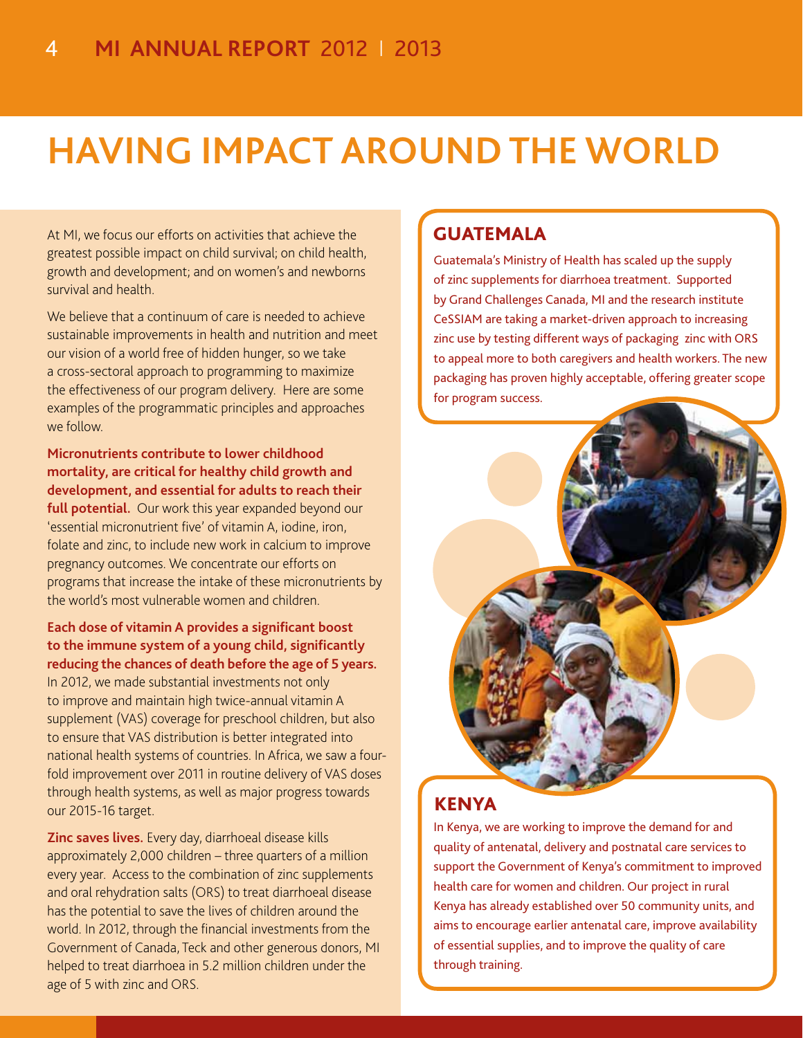# HAVING IMPACT AROUND THE WORLD

At MI, we focus our efforts on activities that achieve the greatest possible impact on child survival; on child health, growth and development; and on women's and newborns survival and health.

We believe that a continuum of care is needed to achieve sustainable improvements in health and nutrition and meet our vision of a world free of hidden hunger, so we take a cross-sectoral approach to programming to maximize the effectiveness of our program delivery. Here are some examples of the programmatic principles and approaches we follow.

**Micronutrients contribute to lower childhood mortality, are critical for healthy child growth and development, and essential for adults to reach their full potential.** Our work this year expanded beyond our 'essential micronutrient five' of vitamin A, iodine, iron, folate and zinc, to include new work in calcium to improve pregnancy outcomes. We concentrate our efforts on programs that increase the intake of these micronutrients by the world's most vulnerable women and children.

**Each dose of vitamin A provides a significant boost to the immune system of a young child, significantly reducing the chances of death before the age of 5 years.** In 2012, we made substantial investments not only to improve and maintain high twice-annual vitamin A supplement (VAS) coverage for preschool children, but also to ensure that VAS distribution is better integrated into national health systems of countries. In Africa, we saw a four-fold improvement over 2011 in routine delivery of VAS doses through health systems, as well as major progress towards our 2015-16 target.

**Zinc saves lives.** Every day, diarrhoeal disease kills approximately 2,000 children – three quarters of a million every year. Access to the combination of zinc supplements and oral rehydration salts (ORS) to treat diarrhoeal disease has the potential to save the lives of children around the world. In 2012, through the financial investments from the Government of Canada, Teck and other generous donors, MI helped to treat diarrhoea in 5.2 million children under the age of 5 with zinc and ORS.

## GUATEMALA

Guatemala's Ministry of Health has scaled up the supply of zinc supplements for diarrhoea treatment. Supported by Grand Challenges Canada, MI and the research institute CeSSIAM are taking a market-driven approach to increasing zinc use by testing different ways of packaging zinc with ORS to appeal more to both caregivers and health workers. The new packaging has proven highly acceptable, offering greater scope for program success.

## KENYA

In Kenya, we are working to improve the demand for and quality of antenatal, delivery and postnatal care services to support the Government of Kenya's commitment to improved health care for women and children. Our project in rural Kenya has already established over 50 community units, and aims to encourage earlier antenatal care, improve availability of essential supplies, and to improve the quality of care through training.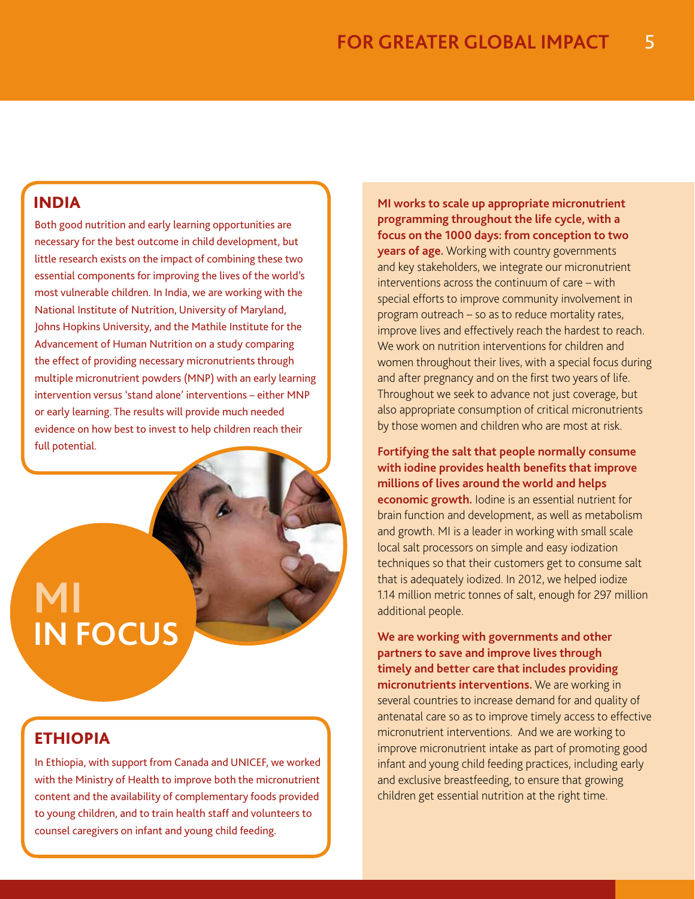## INDIA

Both good nutrition and early learning opportunities are necessary for the best outcome in child development, but little research exists on the impact of combining these two essential components for improving the lives of the world's most vulnerable children. In India, we are working with the National Institute of Nutrition, University of Maryland, Johns Hopkins University, and the Mathile Institute for the Advancement of Human Nutrition on a study comparing the effect of providing necessary micronutrients through multiple micronutrient powders (MNP) with an early learning intervention versus 'stand alone' interventions – either MNP or early learning. The results will provide much needed evidence on how best to invest to help children reach their full potential.

# MI IN FOCUS

## ETHIOPIA

In Ethiopia, with support from Canada and UNICEF, we worked with the Ministry of Health to improve both the micronutrient content and the availability of complementary foods provided to young children, and to train health staff and volunteers to counsel caregivers on infant and young child feeding.

**MI works to scale up appropriate micronutrient programming throughout the life cycle, with a focus on the 1000 days: from conception to two years of age.** Working with country governments and key stakeholders, we integrate our micronutrient interventions across the continuum of care – with special efforts to improve community involvement in program outreach – so as to reduce mortality rates, improve lives and effectively reach the hardest to reach. We work on nutrition interventions for children and women throughout their lives, with a special focus during and after pregnancy and on the first two years of life. Throughout we seek to advance not just coverage, but also appropriate consumption of critical micronutrients by those women and children who are most at risk.

**Fortifying the salt that people normally consume with iodine provides health benefits that improve millions of lives around the world and helps economic growth.** Iodine is an essential nutrient for brain function and development, as well as metabolism and growth. MI is a leader in working with small scale local salt processors on simple and easy iodization techniques so that their customers get to consume salt that is adequately iodized. In 2012, we helped iodize 1.14 million metric tonnes of salt, enough for 297 million additional people.

**We are working with governments and other partners to save and improve lives through timely and better care that includes providing micronutrients interventions.** We are working in several countries to increase demand for and quality of antenatal care so as to improve timely access to effective micronutrient interventions. And we are working to improve micronutrient intake as part of promoting good infant and young child feeding practices, including early and exclusive breastfeeding, to ensure that growing children get essential nutrition at the right time.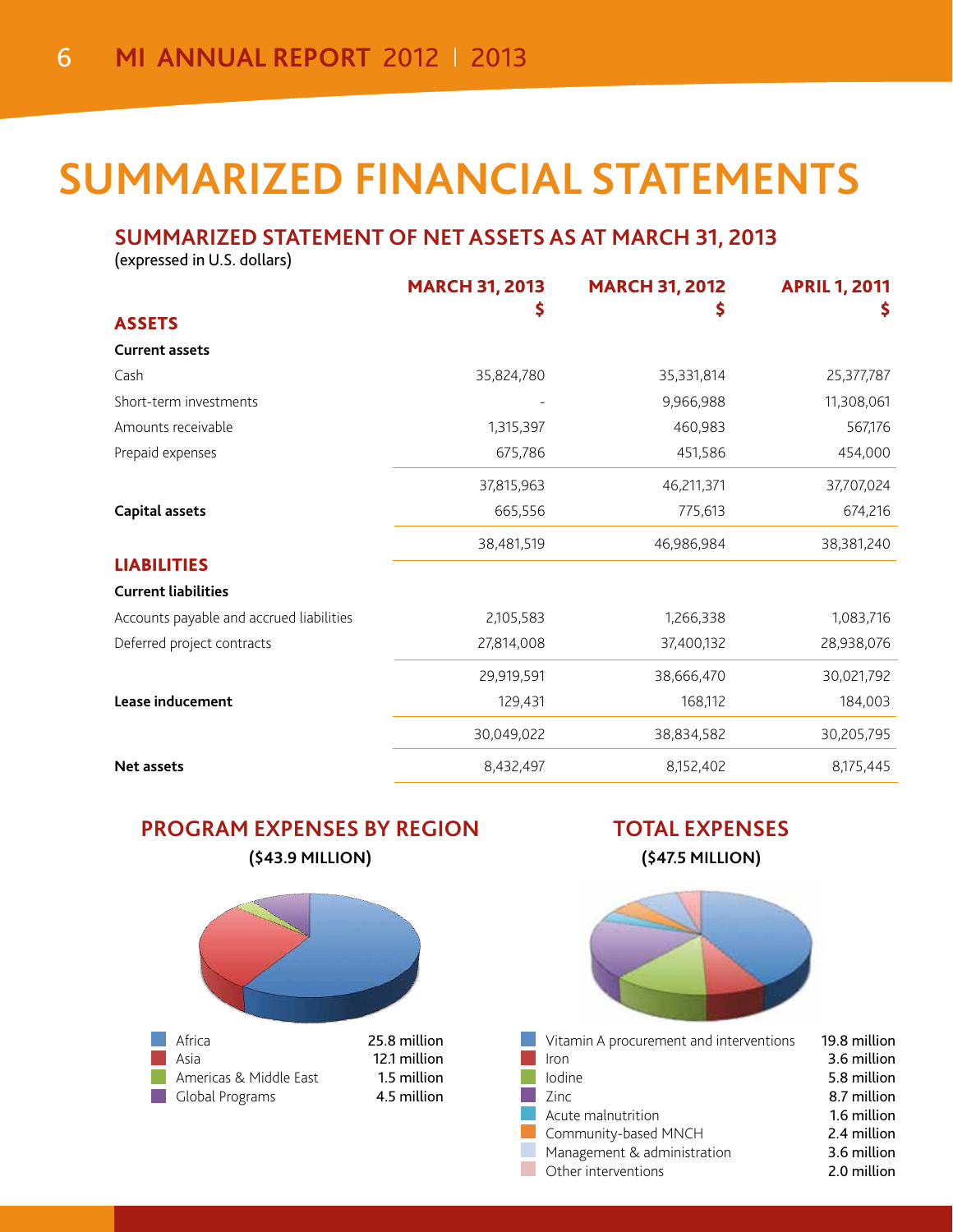# SUMMARIZED FINANCIAL STATEMENTS

## SUMMARIZED STATEMENT OF NET ASSETS AS AT MARCH 31, 2013

(expressed in U.S. dollars)

| | MARCH 31, 2013 $ | MARCH 31, 2012 $ | APRIL 1, 2011 $ |
|---|---|---|---|
| **ASSETS** | | | |
| **Current assets** | | | |
| Cash | 35,824,780 | 35,331,814 | 25,377,787 |
| Short-term investments | - | 9,966,988 | 11,308,061 |
| Amounts receivable | 1,315,397 | 460,983 | 567,176 |
| Prepaid expenses | 675,786 | 451,586 | 454,000 |
| | 37,815,963 | 46,211,371 | 37,707,024 |
| **Capital assets** | 665,556 | 775,613 | 674,216 |
| | 38,481,519 | 46,986,984 | 38,381,240 |
| **LIABILITIES** | | | |
| **Current liabilities** | | | |
| Accounts payable and accrued liabilities | 2,105,583 | 1,266,338 | 1,083,716 |
| Deferred project contracts | 27,814,008 | 37,400,132 | 28,938,076 |
| | 29,919,591 | 38,666,470 | 30,021,792 |
| **Lease inducement** | 129,431 | 168,112 | 184,003 |
| | 30,049,022 | 38,834,582 | 30,205,795 |
| **Net assets** | 8,432,497 | 8,152,402 | 8,175,445 |

## PROGRAM EXPENSES BY REGION

**($43.9 MILLION)**

| Region | Amount |
|---|---|
| Africa | 25.8 million |
| Asia | 12.1 million |
| Americas & Middle East | 1.5 million |
| Global Programs | 4.5 million |

## TOTAL EXPENSES

**($47.5 MILLION)**

| Category | Amount |
|---|---|
| Vitamin A procurement and interventions | 19.8 million |
| Iron | 3.6 million |
| Iodine | 5.8 million |
| Zinc | 8.7 million |
| Acute malnutrition | 1.6 million |
| Community-based MNCH | 2.4 million |
| Management & administration | 3.6 million |
| Other interventions | 2.0 million |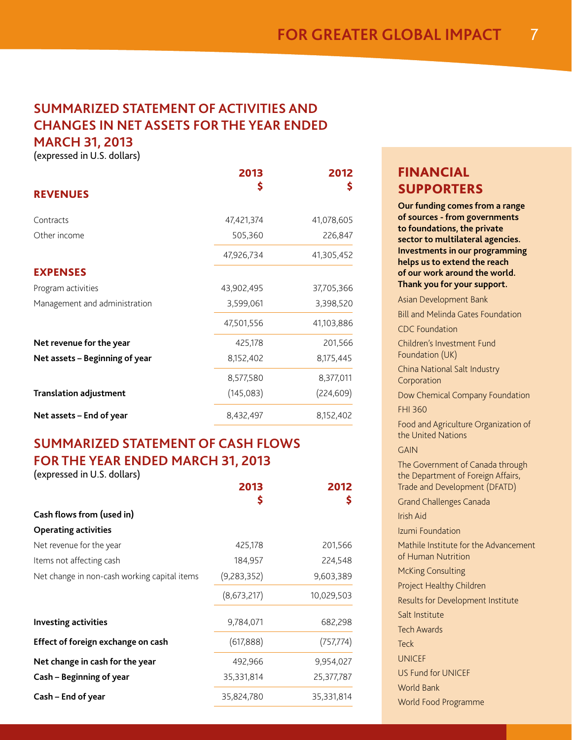## SUMMARIZED STATEMENT OF ACTIVITIES AND CHANGES IN NET ASSETS FOR THE YEAR ENDED MARCH 31, 2013

(expressed in U.S. dollars)

| | 2013 $ | 2012 $ |
|---|---|---|
| **REVENUES** | | |
| Contracts | 47,421,374 | 41,078,605 |
| Other income | 505,360 | 226,847 |
| | 47,926,734 | 41,305,452 |
| **EXPENSES** | | |
| Program activities | 43,902,495 | 37,705,366 |
| Management and administration | 3,599,061 | 3,398,520 |
| | 47,501,556 | 41,103,886 |
| **Net revenue for the year** | 425,178 | 201,566 |
| **Net assets – Beginning of year** | 8,152,402 | 8,175,445 |
| | 8,577,580 | 8,377,011 |
| **Translation adjustment** | (145,083) | (224,609) |
| **Net assets – End of year** | 8,432,497 | 8,152,402 |

## SUMMARIZED STATEMENT OF CASH FLOWS FOR THE YEAR ENDED MARCH 31, 2013

(expressed in U.S. dollars)

| | 2013 $ | 2012 $ |
|---|---|---|
| **Cash flows from (used in)** | | |
| **Operating activities** | | |
| Net revenue for the year | 425,178 | 201,566 |
| Items not affecting cash | 184,957 | 224,548 |
| Net change in non-cash working capital items | (9,283,352) | 9,603,389 |
| | (8,673,217) | 10,029,503 |
| **Investing activities** | 9,784,071 | 682,298 |
| **Effect of foreign exchange on cash** | (617,888) | (757,774) |
| **Net change in cash for the year** | 492,966 | 9,954,027 |
| **Cash – Beginning of year** | 35,331,814 | 25,377,787 |
| **Cash – End of year** | 35,824,780 | 35,331,814 |

## FINANCIAL SUPPORTERS

**Our funding comes from a range of sources - from governments to foundations, the private sector to multilateral agencies. Investments in our programming helps us to extend the reach of our work around the world. Thank you for your support.**

Asian Development Bank

Bill and Melinda Gates Foundation

CDC Foundation

Children's Investment Fund Foundation (UK)

China National Salt Industry Corporation

Dow Chemical Company Foundation

FHI 360

Food and Agriculture Organization of the United Nations

GAIN

The Government of Canada through the Department of Foreign Affairs, Trade and Development (DFATD)

Grand Challenges Canada

Irish Aid

Izumi Foundation

Mathile Institute for the Advancement of Human Nutrition

McKing Consulting

Project Healthy Children

Results for Development Institute

Salt Institute

Tech Awards

Teck

UNICEF

US Fund for UNICEF

World Bank

World Food Programme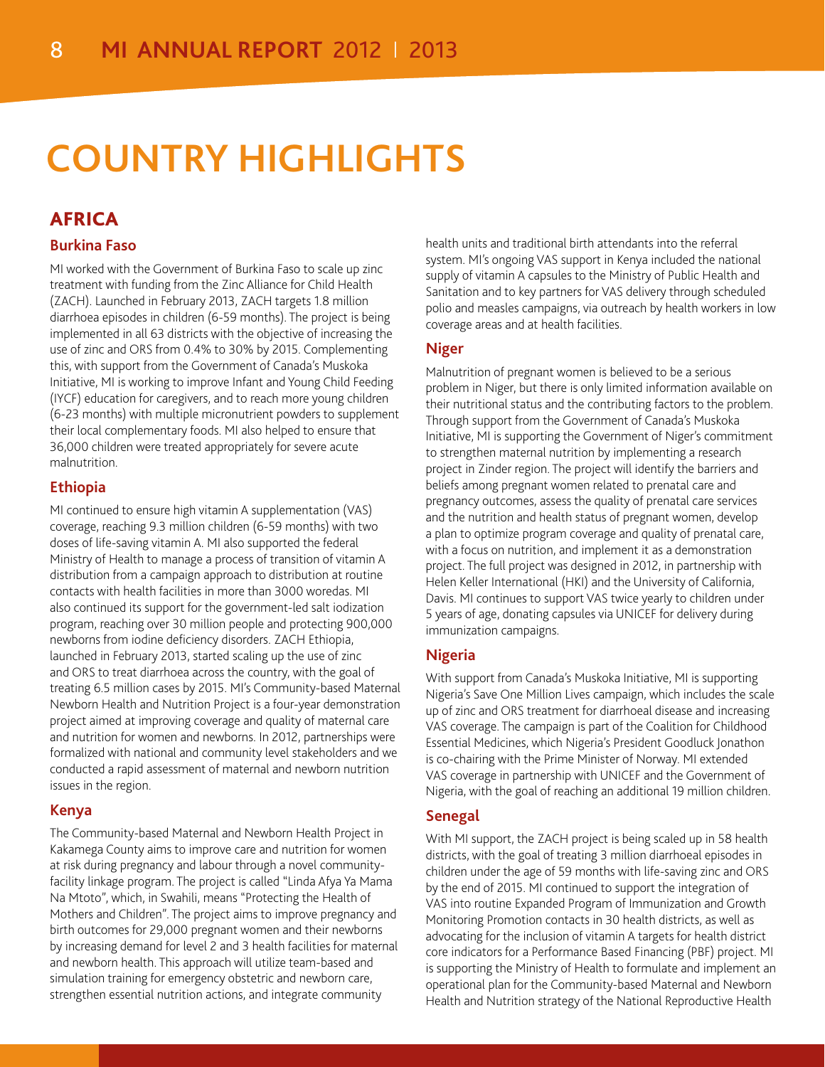# COUNTRY HIGHLIGHTS

## AFRICA

### Burkina Faso

MI worked with the Government of Burkina Faso to scale up zinc treatment with funding from the Zinc Alliance for Child Health (ZACH). Launched in February 2013, ZACH targets 1.8 million diarrhoea episodes in children (6-59 months). The project is being implemented in all 63 districts with the objective of increasing the use of zinc and ORS from 0.4% to 30% by 2015. Complementing this, with support from the Government of Canada's Muskoka Initiative, MI is working to improve Infant and Young Child Feeding (IYCF) education for caregivers, and to reach more young children (6-23 months) with multiple micronutrient powders to supplement their local complementary foods. MI also helped to ensure that 36,000 children were treated appropriately for severe acute malnutrition.

### Ethiopia

MI continued to ensure high vitamin A supplementation (VAS) coverage, reaching 9.3 million children (6-59 months) with two doses of life-saving vitamin A. MI also supported the federal Ministry of Health to manage a process of transition of vitamin A distribution from a campaign approach to distribution at routine contacts with health facilities in more than 3000 woredas. MI also continued its support for the government-led salt iodization program, reaching over 30 million people and protecting 900,000 newborns from iodine deficiency disorders. ZACH Ethiopia, launched in February 2013, started scaling up the use of zinc and ORS to treat diarrhoea across the country, with the goal of treating 6.5 million cases by 2015. MI's Community-based Maternal Newborn Health and Nutrition Project is a four-year demonstration project aimed at improving coverage and quality of maternal care and nutrition for women and newborns. In 2012, partnerships were formalized with national and community level stakeholders and we conducted a rapid assessment of maternal and newborn nutrition issues in the region.

### Kenya

The Community-based Maternal and Newborn Health Project in Kakamega County aims to improve care and nutrition for women at risk during pregnancy and labour through a novel community-facility linkage program. The project is called "Linda Afya Ya Mama Na Mtoto", which, in Swahili, means "Protecting the Health of Mothers and Children". The project aims to improve pregnancy and birth outcomes for 29,000 pregnant women and their newborns by increasing demand for level 2 and 3 health facilities for maternal and newborn health. This approach will utilize team-based and simulation training for emergency obstetric and newborn care, strengthen essential nutrition actions, and integrate community health units and traditional birth attendants into the referral system. MI's ongoing VAS support in Kenya included the national supply of vitamin A capsules to the Ministry of Public Health and Sanitation and to key partners for VAS delivery through scheduled polio and measles campaigns, via outreach by health workers in low coverage areas and at health facilities.

### Niger

Malnutrition of pregnant women is believed to be a serious problem in Niger, but there is only limited information available on their nutritional status and the contributing factors to the problem. Through support from the Government of Canada's Muskoka Initiative, MI is supporting the Government of Niger's commitment to strengthen maternal nutrition by implementing a research project in Zinder region. The project will identify the barriers and beliefs among pregnant women related to prenatal care and pregnancy outcomes, assess the quality of prenatal care services and the nutrition and health status of pregnant women, develop a plan to optimize program coverage and quality of prenatal care, with a focus on nutrition, and implement it as a demonstration project. The full project was designed in 2012, in partnership with Helen Keller International (HKI) and the University of California, Davis. MI continues to support VAS twice yearly to children under 5 years of age, donating capsules via UNICEF for delivery during immunization campaigns.

### Nigeria

With support from Canada's Muskoka Initiative, MI is supporting Nigeria's Save One Million Lives campaign, which includes the scale up of zinc and ORS treatment for diarrhoeal disease and increasing VAS coverage. The campaign is part of the Coalition for Childhood Essential Medicines, which Nigeria's President Goodluck Jonathon is co-chairing with the Prime Minister of Norway. MI extended VAS coverage in partnership with UNICEF and the Government of Nigeria, with the goal of reaching an additional 19 million children.

### Senegal

With MI support, the ZACH project is being scaled up in 58 health districts, with the goal of treating 3 million diarrhoeal episodes in children under the age of 59 months with life-saving zinc and ORS by the end of 2015. MI continued to support the integration of VAS into routine Expanded Program of Immunization and Growth Monitoring Promotion contacts in 30 health districts, as well as advocating for the inclusion of vitamin A targets for health district core indicators for a Performance Based Financing (PBF) project. MI is supporting the Ministry of Health to formulate and implement an operational plan for the Community-based Maternal and Newborn Health and Nutrition strategy of the National Reproductive Health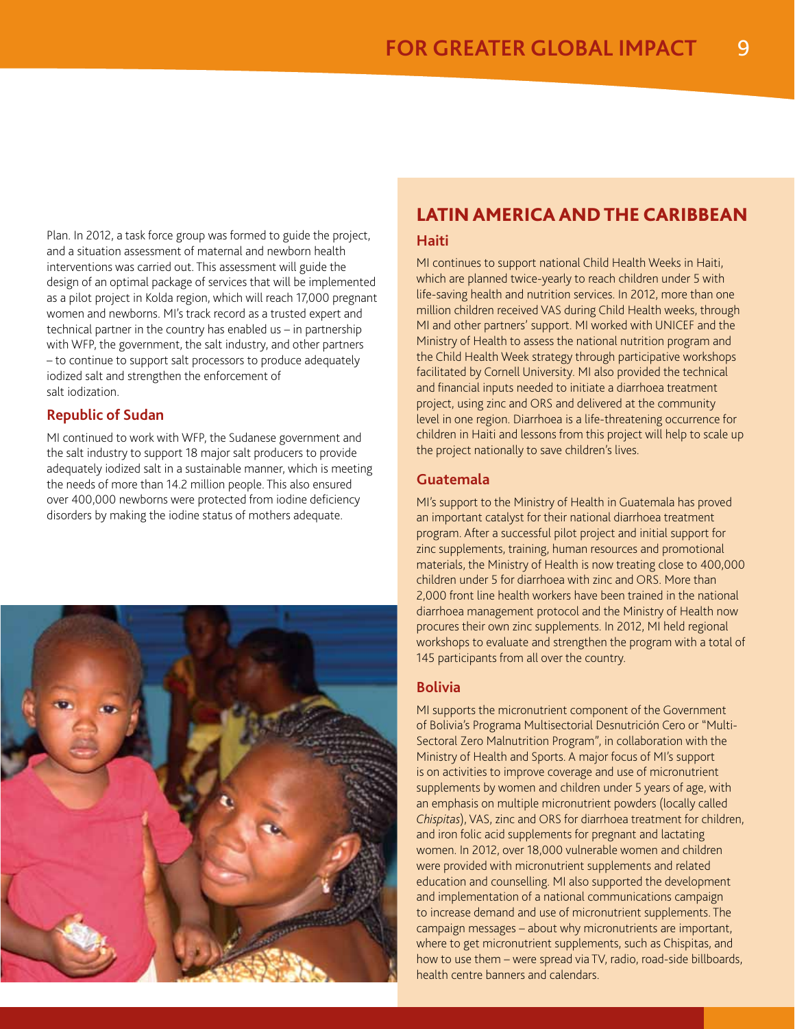Plan. In 2012, a task force group was formed to guide the project, and a situation assessment of maternal and newborn health interventions was carried out. This assessment will guide the design of an optimal package of services that will be implemented as a pilot project in Kolda region, which will reach 17,000 pregnant women and newborns. MI's track record as a trusted expert and technical partner in the country has enabled us – in partnership with WFP, the government, the salt industry, and other partners – to continue to support salt processors to produce adequately iodized salt and strengthen the enforcement of salt iodization.

### Republic of Sudan

MI continued to work with WFP, the Sudanese government and the salt industry to support 18 major salt producers to provide adequately iodized salt in a sustainable manner, which is meeting the needs of more than 14.2 million people. This also ensured over 400,000 newborns were protected from iodine deficiency disorders by making the iodine status of mothers adequate.

## LATIN AMERICA AND THE CARIBBEAN

### Haiti

MI continues to support national Child Health Weeks in Haiti, which are planned twice-yearly to reach children under 5 with life-saving health and nutrition services. In 2012, more than one million children received VAS during Child Health weeks, through MI and other partners' support. MI worked with UNICEF and the Ministry of Health to assess the national nutrition program and the Child Health Week strategy through participative workshops facilitated by Cornell University. MI also provided the technical and financial inputs needed to initiate a diarrhoea treatment project, using zinc and ORS and delivered at the community level in one region. Diarrhoea is a life-threatening occurrence for children in Haiti and lessons from this project will help to scale up the project nationally to save children's lives.

### Guatemala

MI's support to the Ministry of Health in Guatemala has proved an important catalyst for their national diarrhoea treatment program. After a successful pilot project and initial support for zinc supplements, training, human resources and promotional materials, the Ministry of Health is now treating close to 400,000 children under 5 for diarrhoea with zinc and ORS. More than 2,000 front line health workers have been trained in the national diarrhoea management protocol and the Ministry of Health now procures their own zinc supplements. In 2012, MI held regional workshops to evaluate and strengthen the program with a total of 145 participants from all over the country.

### Bolivia

MI supports the micronutrient component of the Government of Bolivia's Programa Multisectorial Desnutrición Cero or "Multi-Sectoral Zero Malnutrition Program", in collaboration with the Ministry of Health and Sports. A major focus of MI's support is on activities to improve coverage and use of micronutrient supplements by women and children under 5 years of age, with an emphasis on multiple micronutrient powders (locally called *Chispitas*), VAS, zinc and ORS for diarrhoea treatment for children, and iron folic acid supplements for pregnant and lactating women. In 2012, over 18,000 vulnerable women and children were provided with micronutrient supplements and related education and counselling. MI also supported the development and implementation of a national communications campaign to increase demand and use of micronutrient supplements. The campaign messages – about why micronutrients are important, where to get micronutrient supplements, such as Chispitas, and how to use them – were spread via TV, radio, road-side billboards, health centre banners and calendars.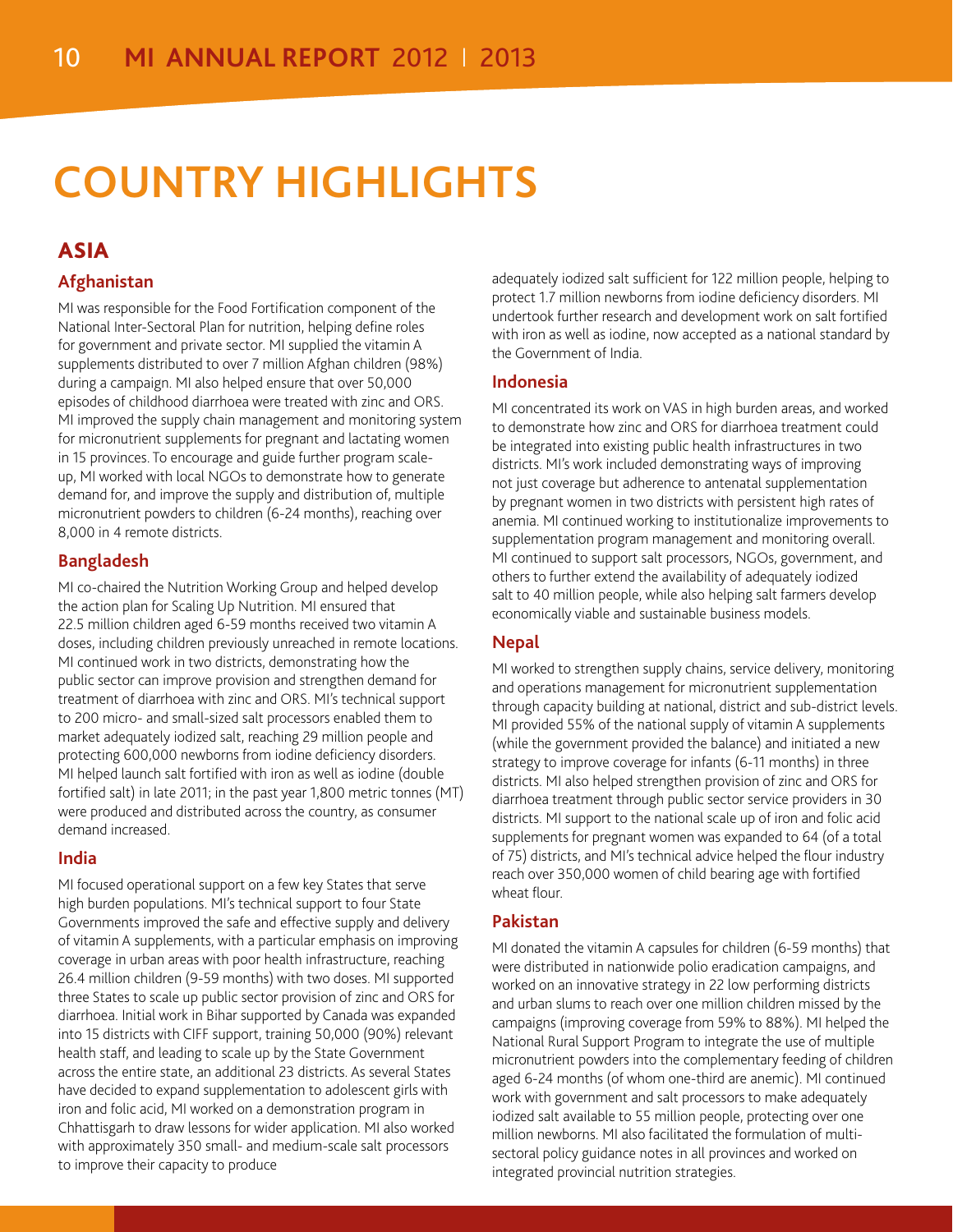# COUNTRY HIGHLIGHTS

## ASIA

### Afghanistan

MI was responsible for the Food Fortification component of the National Inter-Sectoral Plan for nutrition, helping define roles for government and private sector. MI supplied the vitamin A supplements distributed to over 7 million Afghan children (98%) during a campaign. MI also helped ensure that over 50,000 episodes of childhood diarrhoea were treated with zinc and ORS. MI improved the supply chain management and monitoring system for micronutrient supplements for pregnant and lactating women in 15 provinces. To encourage and guide further program scale-up, MI worked with local NGOs to demonstrate how to generate demand for, and improve the supply and distribution of, multiple micronutrient powders to children (6-24 months), reaching over 8,000 in 4 remote districts.

### Bangladesh

MI co-chaired the Nutrition Working Group and helped develop the action plan for Scaling Up Nutrition. MI ensured that 22.5 million children aged 6-59 months received two vitamin A doses, including children previously unreached in remote locations. MI continued work in two districts, demonstrating how the public sector can improve provision and strengthen demand for treatment of diarrhoea with zinc and ORS. MI's technical support to 200 micro- and small-sized salt processors enabled them to market adequately iodized salt, reaching 29 million people and protecting 600,000 newborns from iodine deficiency disorders. MI helped launch salt fortified with iron as well as iodine (double fortified salt) in late 2011; in the past year 1,800 metric tonnes (MT) were produced and distributed across the country, as consumer demand increased.

### India

MI focused operational support on a few key States that serve high burden populations. MI's technical support to four State Governments improved the safe and effective supply and delivery of vitamin A supplements, with a particular emphasis on improving coverage in urban areas with poor health infrastructure, reaching 26.4 million children (9-59 months) with two doses. MI supported three States to scale up public sector provision of zinc and ORS for diarrhoea. Initial work in Bihar supported by Canada was expanded into 15 districts with CIFF support, training 50,000 (90%) relevant health staff, and leading to scale up by the State Government across the entire state, an additional 23 districts. As several States have decided to expand supplementation to adolescent girls with iron and folic acid, MI worked on a demonstration program in Chhattisgarh to draw lessons for wider application. MI also worked with approximately 350 small- and medium-scale salt processors to improve their capacity to produce adequately iodized salt sufficient for 122 million people, helping to protect 1.7 million newborns from iodine deficiency disorders. MI undertook further research and development work on salt fortified with iron as well as iodine, now accepted as a national standard by the Government of India.

### Indonesia

MI concentrated its work on VAS in high burden areas, and worked to demonstrate how zinc and ORS for diarrhoea treatment could be integrated into existing public health infrastructures in two districts. MI's work included demonstrating ways of improving not just coverage but adherence to antenatal supplementation by pregnant women in two districts with persistent high rates of anemia. MI continued working to institutionalize improvements to supplementation program management and monitoring overall. MI continued to support salt processors, NGOs, government, and others to further extend the availability of adequately iodized salt to 40 million people, while also helping salt farmers develop economically viable and sustainable business models.

### Nepal

MI worked to strengthen supply chains, service delivery, monitoring and operations management for micronutrient supplementation through capacity building at national, district and sub-district levels. MI provided 55% of the national supply of vitamin A supplements (while the government provided the balance) and initiated a new strategy to improve coverage for infants (6-11 months) in three districts. MI also helped strengthen provision of zinc and ORS for diarrhoea treatment through public sector service providers in 30 districts. MI support to the national scale up of iron and folic acid supplements for pregnant women was expanded to 64 (of a total of 75) districts, and MI's technical advice helped the flour industry reach over 350,000 women of child bearing age with fortified wheat flour.

### Pakistan

MI donated the vitamin A capsules for children (6-59 months) that were distributed in nationwide polio eradication campaigns, and worked on an innovative strategy in 22 low performing districts and urban slums to reach over one million children missed by the campaigns (improving coverage from 59% to 88%). MI helped the National Rural Support Program to integrate the use of multiple micronutrient powders into the complementary feeding of children aged 6-24 months (of whom one-third are anemic). MI continued work with government and salt processors to make adequately iodized salt available to 55 million people, protecting over one million newborns. MI also facilitated the formulation of multi-sectoral policy guidance notes in all provinces and worked on integrated provincial nutrition strategies.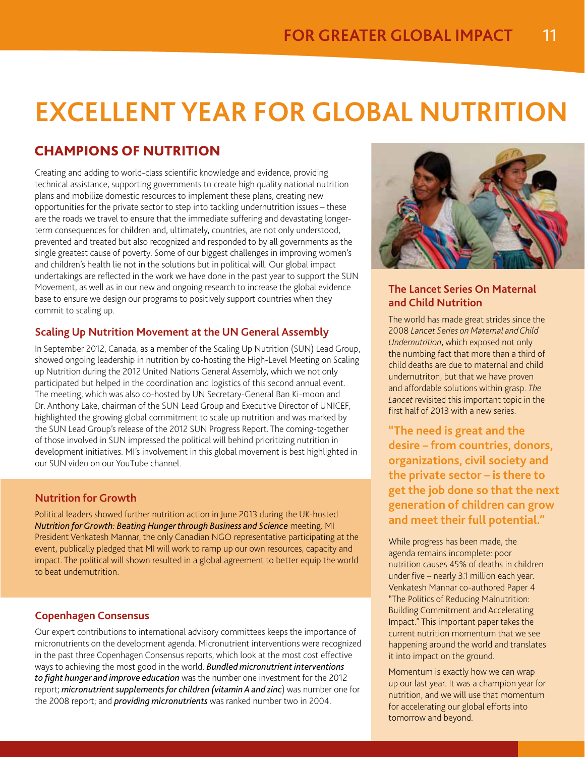# EXCELLENT YEAR FOR GLOBAL NUTRITION

## CHAMPIONS OF NUTRITION

Creating and adding to world-class scientific knowledge and evidence, providing technical assistance, supporting governments to create high quality national nutrition plans and mobilize domestic resources to implement these plans, creating new opportunities for the private sector to step into tackling undernutrition issues – these are the roads we travel to ensure that the immediate suffering and devastating longer-term consequences for children and, ultimately, countries, are not only understood, prevented and treated but also recognized and responded to by all governments as the single greatest cause of poverty. Some of our biggest challenges in improving women's and children's health lie not in the solutions but in political will. Our global impact undertakings are reflected in the work we have done in the past year to support the SUN Movement, as well as in our new and ongoing research to increase the global evidence base to ensure we design our programs to positively support countries when they commit to scaling up.

### Scaling Up Nutrition Movement at the UN General Assembly

In September 2012, Canada, as a member of the Scaling Up Nutrition (SUN) Lead Group, showed ongoing leadership in nutrition by co-hosting the High-Level Meeting on Scaling up Nutrition during the 2012 United Nations General Assembly, which we not only participated but helped in the coordination and logistics of this second annual event. The meeting, which was also co-hosted by UN Secretary-General Ban Ki-moon and Dr. Anthony Lake, chairman of the SUN Lead Group and Executive Director of UNICEF, highlighted the growing global commitment to scale up nutrition and was marked by the SUN Lead Group's release of the 2012 SUN Progress Report. The coming-together of those involved in SUN impressed the political will behind prioritizing nutrition in development initiatives. MI's involvement in this global movement is best highlighted in our SUN video on our YouTube channel.

### Nutrition for Growth

Political leaders showed further nutrition action in June 2013 during the UK-hosted ***Nutrition for Growth: Beating Hunger through Business and Science*** meeting. MI President Venkatesh Mannar, the only Canadian NGO representative participating at the event, publically pledged that MI will work to ramp up our own resources, capacity and impact. The political will shown resulted in a global agreement to better equip the world to beat undernutrition.

### Copenhagen Consensus

Our expert contributions to international advisory committees keeps the importance of micronutrients on the development agenda. Micronutrient interventions were recognized in the past three Copenhagen Consensus reports, which look at the most cost effective ways to achieving the most good in the world. ***Bundled micronutrient interventions to fight hunger and improve education*** was the number one investment for the 2012 report; ***micronutrient supplements for children (vitamin A and zinc***) was number one for the 2008 report; and ***providing micronutrients*** was ranked number two in 2004.

### The Lancet Series On Maternal and Child Nutrition

The world has made great strides since the 2008 *Lancet Series on Maternal and Child Undernutrition*, which exposed not only the numbing fact that more than a third of child deaths are due to maternal and child undernutriton, but that we have proven and affordable solutions within grasp. *The Lancet* revisited this important topic in the first half of 2013 with a new series.

**"The need is great and the desire – from countries, donors, organizations, civil society and the private sector – is there to get the job done so that the next generation of children can grow and meet their full potential."**

While progress has been made, the agenda remains incomplete: poor nutrition causes 45% of deaths in children under five – nearly 3.1 million each year. Venkatesh Mannar co-authored Paper 4 "The Politics of Reducing Malnutrition: Building Commitment and Accelerating Impact." This important paper takes the current nutrition momentum that we see happening around the world and translates it into impact on the ground.

Momentum is exactly how we can wrap up our last year. It was a champion year for nutrition, and we will use that momentum for accelerating our global efforts into tomorrow and beyond.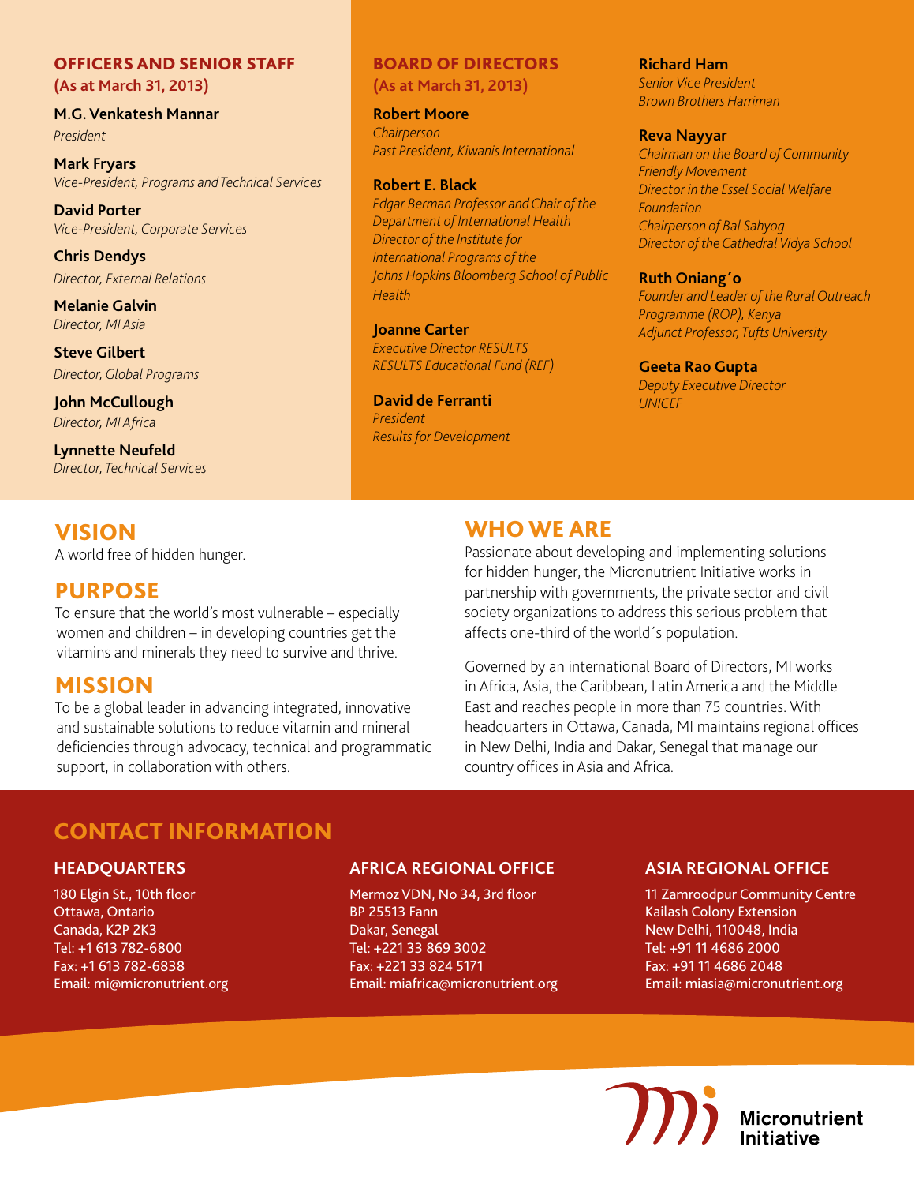## OFFICERS AND SENIOR STAFF
## (As at March 31, 2013)

**M.G. Venkatesh Mannar**
*President*

**Mark Fryars**
*Vice-President, Programs and Technical Services*

**David Porter**
*Vice-President, Corporate Services*

**Chris Dendys**
*Director, External Relations*

**Melanie Galvin**
*Director, MI Asia*

**Steve Gilbert**
*Director, Global Programs*

**John McCullough**
*Director, MI Africa*

**Lynnette Neufeld**
*Director, Technical Services*

## BOARD OF DIRECTORS
## (As at March 31, 2013)

**Robert Moore**
*Chairperson*
*Past President, Kiwanis International*

**Robert E. Black**
*Edgar Berman Professor and Chair of the Department of International Health*
*Director of the Institute for International Programs of the Johns Hopkins Bloomberg School of Public Health*

**Joanne Carter**
*Executive Director RESULTS*
*RESULTS Educational Fund (REF)*

**David de Ferranti**
*President*
*Results for Development*

**Richard Ham**
*Senior Vice President*
*Brown Brothers Harriman*

**Reva Nayyar**
*Chairman on the Board of Community Friendly Movement*
*Director in the Essel Social Welfare Foundation*
*Chairperson of Bal Sahyog*
*Director of the Cathedral Vidya School*

**Ruth Oniang´o**
*Founder and Leader of the Rural Outreach Programme (ROP), Kenya*
*Adjunct Professor, Tufts University*

**Geeta Rao Gupta**
*Deputy Executive Director*
*UNICEF*

## VISION

A world free of hidden hunger.

## PURPOSE

To ensure that the world's most vulnerable – especially women and children – in developing countries get the vitamins and minerals they need to survive and thrive.

## MISSION

To be a global leader in advancing integrated, innovative and sustainable solutions to reduce vitamin and mineral deficiencies through advocacy, technical and programmatic support, in collaboration with others.

## WHO WE ARE

Passionate about developing and implementing solutions for hidden hunger, the Micronutrient Initiative works in partnership with governments, the private sector and civil society organizations to address this serious problem that affects one-third of the world´s population.

Governed by an international Board of Directors, MI works in Africa, Asia, the Caribbean, Latin America and the Middle East and reaches people in more than 75 countries. With headquarters in Ottawa, Canada, MI maintains regional offices in New Delhi, India and Dakar, Senegal that manage our country offices in Asia and Africa.

## CONTACT INFORMATION

### HEADQUARTERS

180 Elgin St., 10th floor
Ottawa, Ontario
Canada, K2P 2K3
Tel: +1 613 782-6800
Fax: +1 613 782-6838
Email: mi@micronutrient.org

### AFRICA REGIONAL OFFICE

Mermoz VDN, No 34, 3rd floor
BP 25513 Fann
Dakar, Senegal
Tel: +221 33 869 3002
Fax: +221 33 824 5171
Email: miafrica@micronutrient.org

### ASIA REGIONAL OFFICE

11 Zamroodpur Community Centre
Kailash Colony Extension
New Delhi, 110048, India
Tel: +91 11 4686 2000
Fax: +91 11 4686 2048
Email: miasia@micronutrient.org

Micronutrient Initiative